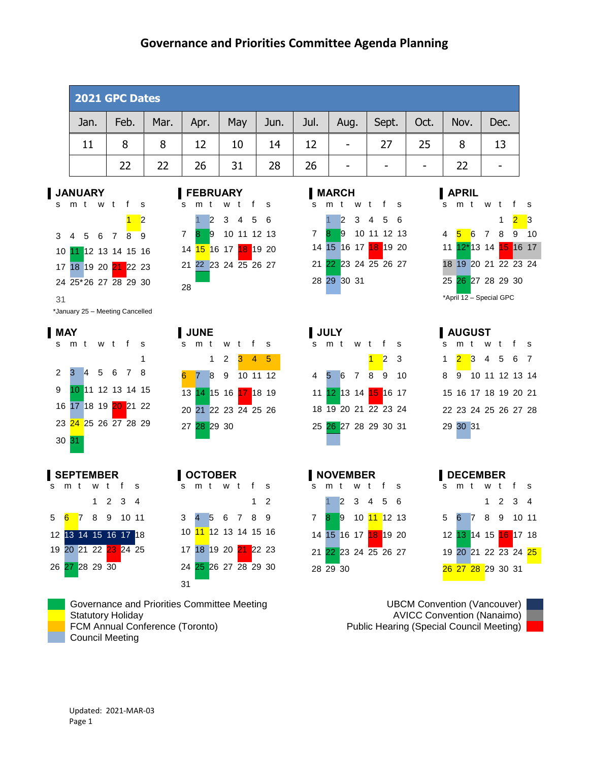# Governance and Priorities Committee Agenda Planning

| 2021 GPC Dates | | | | | | | | | | | |
|---|---|---|---|---|---|---|---|---|---|---|---|
| Jan. | Feb. | Mar. | Apr. | May | Jun. | Jul. | Aug. | Sept. | Oct. | Nov. | Dec. |
| 11 | 8 | 8 | 12 | 10 | 14 | 12 | - | 27 | 25 | 8 | 13 |
| | 22 | 22 | 26 | 31 | 28 | 26 | - | - | - | 22 | - |

**JANUARY**

| s | m | t | w | t | f | s |
|---|---|---|---|---|---|---|
| | | | | | 1 | 2 |
| 3 | 4 | 5 | 6 | 7 | 8 | 9 |
| 10 | 11 | 12 | 13 | 14 | 15 | 16 |
| 17 | 18 | 19 | 20 | 21 | 22 | 23 |
| 24 | 25* | 26 | 27 | 28 | 29 | 30 |
| 31 | | | | | | |

*January 25 – Meeting Cancelled

**FEBRUARY**

| s | m | t | w | t | f | s |
|---|---|---|---|---|---|---|
| | 1 | 2 | 3 | 4 | 5 | 6 |
| 7 | 8 | 9 | 10 | 11 | 12 | 13 |
| 14 | 15 | 16 | 17 | 18 | 19 | 20 |
| 21 | 22 | 23 | 24 | 25 | 26 | 27 |
| 28 | | | | | | |

**MARCH**

| s | m | t | w | t | f | s |
|---|---|---|---|---|---|---|
| | 1 | 2 | 3 | 4 | 5 | 6 |
| 7 | 8 | 9 | 10 | 11 | 12 | 13 |
| 14 | 15 | 16 | 17 | 18 | 19 | 20 |
| 21 | 22 | 23 | 24 | 25 | 26 | 27 |
| 28 | 29 | 30 | 31 | | | |

**APRIL**

| s | m | t | w | t | f | s |
|---|---|---|---|---|---|---|
| | | | | 1 | 2 | 3 |
| 4 | 5 | 6 | 7 | 8 | 9 | 10 |
| 11 | 12* | 13 | 14 | 15 | 16 | 17 |
| 18 | 19 | 20 | 21 | 22 | 23 | 24 |
| 25 | 26 | 27 | 28 | 29 | 30 | |

*April 12 – Special GPC

**MAY**

| s | m | t | w | t | f | s |
|---|---|---|---|---|---|---|
| | | | | | | 1 |
| 2 | 3 | 4 | 5 | 6 | 7 | 8 |
| 9 | 10 | 11 | 12 | 13 | 14 | 15 |
| 16 | 17 | 18 | 19 | 20 | 21 | 22 |
| 23 | 24 | 25 | 26 | 27 | 28 | 29 |
| 30 | 31 | | | | | |

**JUNE**

| s | m | t | w | t | f | s |
|---|---|---|---|---|---|---|
| | | 1 | 2 | 3 | 4 | 5 |
| 6 | 7 | 8 | 9 | 10 | 11 | 12 |
| 13 | 14 | 15 | 16 | 17 | 18 | 19 |
| 20 | 21 | 22 | 23 | 24 | 25 | 26 |
| 27 | 28 | 29 | 30 | | | |

**JULY**

| s | m | t | w | t | f | s |
|---|---|---|---|---|---|---|
| | | | | 1 | 2 | 3 |
| 4 | 5 | 6 | 7 | 8 | 9 | 10 |
| 11 | 12 | 13 | 14 | 15 | 16 | 17 |
| 18 | 19 | 20 | 21 | 22 | 23 | 24 |
| 25 | 26 | 27 | 28 | 29 | 30 | 31 |

**AUGUST**

| s | m | t | w | t | f | s |
|---|---|---|---|---|---|---|
| 1 | 2 | 3 | 4 | 5 | 6 | 7 |
| 8 | 9 | 10 | 11 | 12 | 13 | 14 |
| 15 | 16 | 17 | 18 | 19 | 20 | 21 |
| 22 | 23 | 24 | 25 | 26 | 27 | 28 |
| 29 | 30 | 31 | | | | |

**SEPTEMBER**

| s | m | t | w | t | f | s |
|---|---|---|---|---|---|---|
| | | | 1 | 2 | 3 | 4 |
| 5 | 6 | 7 | 8 | 9 | 10 | 11 |
| 12 | 13 | 14 | 15 | 16 | 17 | 18 |
| 19 | 20 | 21 | 22 | 23 | 24 | 25 |
| 26 | 27 | 28 | 29 | 30 | | |

**OCTOBER**

| s | m | t | w | t | f | s |
|---|---|---|---|---|---|---|
| | | | | | 1 | 2 |
| 3 | 4 | 5 | 6 | 7 | 8 | 9 |
| 10 | 11 | 12 | 13 | 14 | 15 | 16 |
| 17 | 18 | 19 | 20 | 21 | 22 | 23 |
| 24 | 25 | 26 | 27 | 28 | 29 | 30 |
| 31 | | | | | | |

**NOVEMBER**

| s | m | t | w | t | f | s |
|---|---|---|---|---|---|---|
| | 1 | 2 | 3 | 4 | 5 | 6 |
| 7 | 8 | 9 | 10 | 11 | 12 | 13 |
| 14 | 15 | 16 | 17 | 18 | 19 | 20 |
| 21 | 22 | 23 | 24 | 25 | 26 | 27 |
| 28 | 29 | 30 | | | | |

**DECEMBER**

| s | m | t | w | t | f | s |
|---|---|---|---|---|---|---|
| | | | 1 | 2 | 3 | 4 |
| 5 | 6 | 7 | 8 | 9 | 10 | 11 |
| 12 | 13 | 14 | 15 | 16 | 17 | 18 |
| 19 | 20 | 21 | 22 | 23 | 24 | 25 |
| 26 | 27 | 28 | 29 | 30 | 31 | |

- Governance and Priorities Committee Meeting
- Statutory Holiday
- FCM Annual Conference (Toronto)
- Council Meeting
- UBCM Convention (Vancouver)
- AVICC Convention (Nanaimo)
- Public Hearing (Special Council Meeting)

Updated: 2021-MAR-03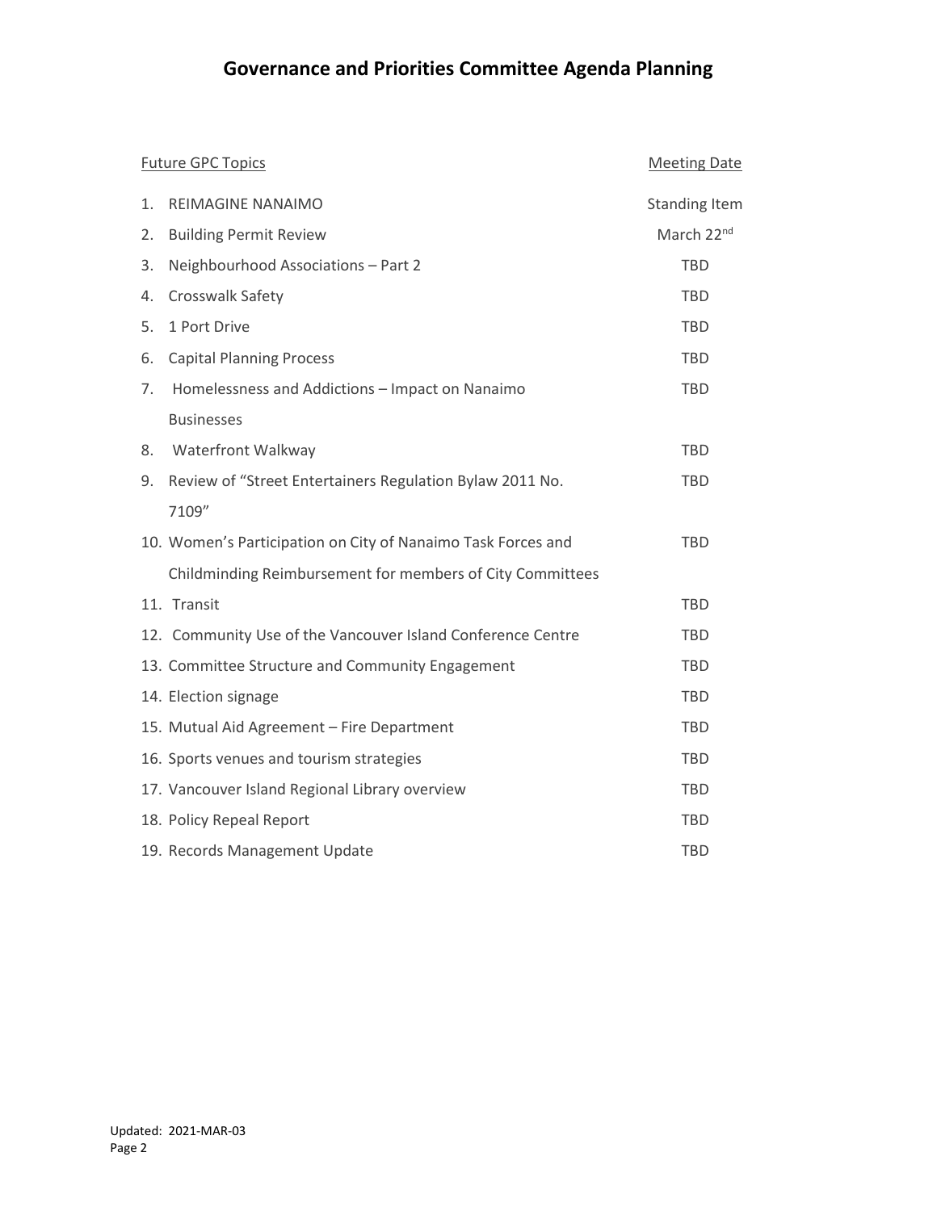# Governance and Priorities Committee Agenda Planning

| Future GPC Topics | Meeting Date |
|---|---|
| 1. REIMAGINE NANAIMO | Standing Item |
| 2. Building Permit Review | March 22nd |
| 3. Neighbourhood Associations – Part 2 | TBD |
| 4. Crosswalk Safety | TBD |
| 5. 1 Port Drive | TBD |
| 6. Capital Planning Process | TBD |
| 7. Homelessness and Addictions – Impact on Nanaimo Businesses | TBD |
| 8. Waterfront Walkway | TBD |
| 9. Review of "Street Entertainers Regulation Bylaw 2011 No. 7109" | TBD |
| 10. Women's Participation on City of Nanaimo Task Forces and Childminding Reimbursement for members of City Committees | TBD |
| 11. Transit | TBD |
| 12. Community Use of the Vancouver Island Conference Centre | TBD |
| 13. Committee Structure and Community Engagement | TBD |
| 14. Election signage | TBD |
| 15. Mutual Aid Agreement – Fire Department | TBD |
| 16. Sports venues and tourism strategies | TBD |
| 17. Vancouver Island Regional Library overview | TBD |
| 18. Policy Repeal Report | TBD |
| 19. Records Management Update | TBD |

Updated: 2021-MAR-03